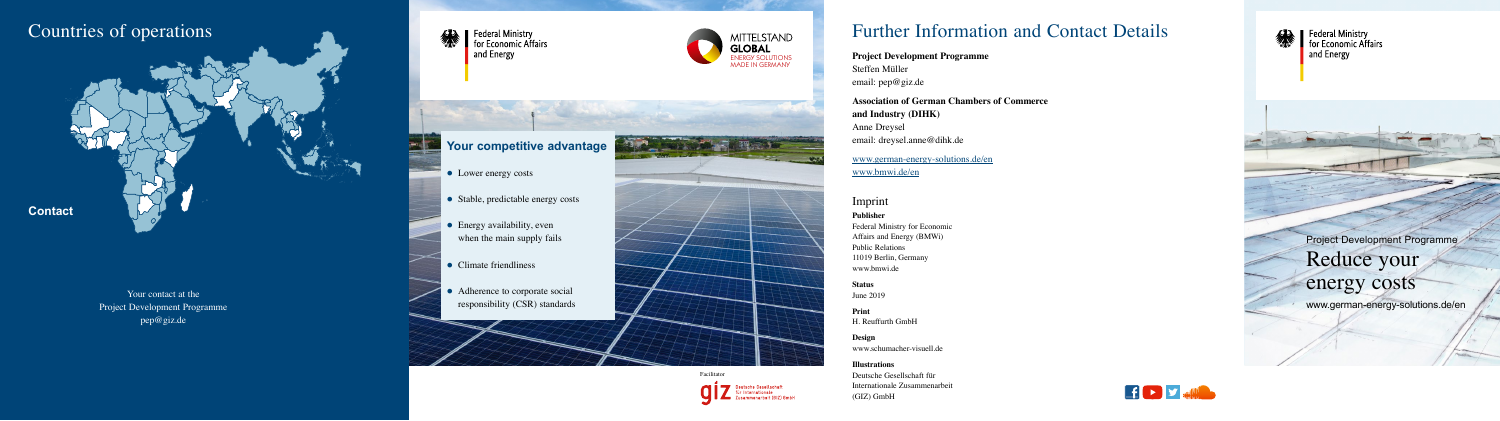# Countries of operations

**Contact**

Your contact at the
Project Development Programme
pep@giz.de

Federal Ministry for Economic Affairs and Energy

MITTELSTAND GLOBAL
ENERGY SOLUTIONS MADE IN GERMANY

## Your competitive advantage

- Lower energy costs
- Stable, predictable energy costs
- Energy availability, even when the main supply fails
- Climate friendliness
- Adherence to corporate social responsibility (CSR) standards

Facilitator:

giz Deutsche Gesellschaft für Internationale Zusammenarbeit (GIZ) GmbH

# Further Information and Contact Details

**Project Development Programme**
Steffen Müller
email: pep@giz.de

**Association of German Chambers of Commerce and Industry (DIHK)**
Anne Dreysel
email: dreysel.anne@dihk.de

www.german-energy-solutions.de/en
www.bmwi.de/en

## Imprint

**Publisher**
Federal Ministry for Economic Affairs and Energy (BMWi)
Public Relations
11019 Berlin, Germany
www.bmwi.de

**Status**
June 2019

**Print**
H. Reuffurth GmbH

**Design**
www.schumacher-visuell.de

**Illustrations**
Deutsche Gesellschaft für Internationale Zusammenarbeit (GIZ) GmbH

Federal Ministry for Economic Affairs and Energy

Project Development Programme

# Reduce your energy costs

www.german-energy-solutions.de/en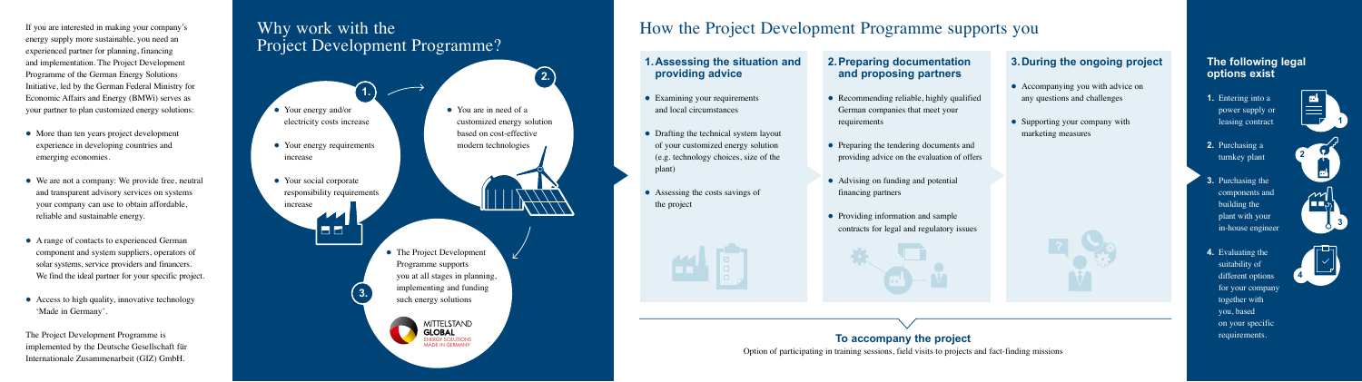If you are interested in making your company's energy supply more sustainable, you need an experienced partner for planning, financing and implementation. The Project Development Programme of the German Energy Solutions Initiative, led by the German Federal Ministry for Economic Affairs and Energy (BMWi) serves as your partner to plan customized energy solutions:

- More than ten years project development experience in developing countries and emerging economies.
- We are not a company: We provide free, neutral and transparent advisory services on systems your company can use to obtain affordable, reliable and sustainable energy.
- A range of contacts to experienced German component and system suppliers, operators of solar systems, service providers and financers. We find the ideal partner for your specific project.
- Access to high quality, innovative technology 'Made in Germany'.

The Project Development Programme is implemented by the Deutsche Gesellschaft für Internationale Zusammenarbeit (GIZ) GmbH.

# Why work with the Project Development Programme?

**1.**

- Your energy and/or electricity costs increase
- Your energy requirements increase
- Your social corporate responsibility requirements increase

**2.**

- You are in need of a customized energy solution based on cost-effective modern technologies

**3.**

- The Project Development Programme supports you at all stages in planning, implementing and funding such energy solutions

MITTELSTAND GLOBAL ENERGY SOLUTIONS MADE IN GERMANY

# How the Project Development Programme supports you

## 1. Assessing the situation and providing advice

- Examining your requirements and local circumstances
- Drafting the technical system layout of your customized energy solution (e.g. technology choices, size of the plant)
- Assessing the costs savings of the project

## 2. Preparing documentation and proposing partners

- Recommending reliable, highly qualified German companies that meet your requirements
- Preparing the tendering documents and providing advice on the evaluation of offers
- Advising on funding and potential financing partners
- Providing information and sample contracts for legal and regulatory issues

## 3. During the ongoing project

- Accompanying you with advice on any questions and challenges
- Supporting your company with marketing measures

### To accompany the project

Option of participating in training sessions, field visits to projects and fact-finding missions

## The following legal options exist

1. Entering into a power supply or leasing contract
2. Purchasing a turnkey plant
3. Purchasing the components and building the plant with your in-house engineer
4. Evaluating the suitability of different options for your company together with you, based on your specific requirements.